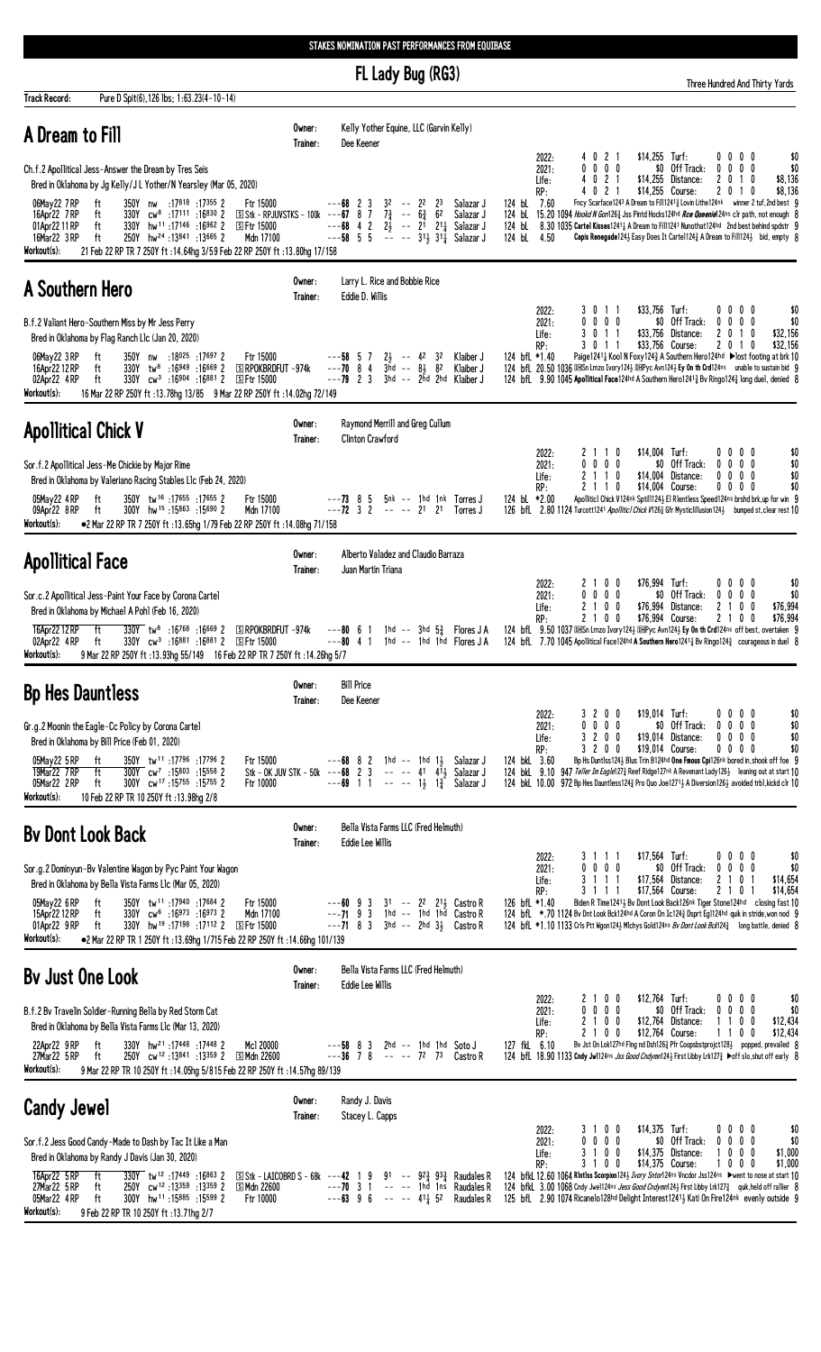STAKES NOMINATION PAST PERFORMANCES FROM EQUIBASE

# FL Lady Bug (RG3)

Three Hundred And Thirty Yards

**Track Record:** Pure D Spit(6),126 lbs; 1:63.23(4-10-14)

## A Dream to Fill

Owner: Kelly Yother Equine, LLC (Garvin Kelly)
Trainer: Dee Keener

Ch.f.2 Apollitical Jess-Answer the Dream by Tres Seis
Bred in Oklahoma by Jg Kelly/J L Yother/N Yearsley (Mar 05, 2020)

| | | | | | | | | |
|---|---|---|---|---|---|---|---|---|
| 2022: | 4 0 2 1 | $14,255 | Turf: | 0 0 0 0 | $0 |
| 2021: | 0 0 0 0 | $0 | Off Track: | 0 0 0 0 | $0 |
| Life: | 4 0 2 1 | $14,255 | Distance: | 2 0 1 0 | $8,136 |
| RP: | 4 0 2 1 | $14,255 | Course: | 2 0 1 0 | $8,136 |

```
06May22 7RP  ft  350Y nw :17818 :17355 2  Ftr 15000          ---68 2 3  3² -- 2² 2³  Salazar J  124 bL 7.60  Fncy Scarface124³ A Dream to Fill124½ Lovin Lithe124nk  winner 2 tuf,2nd best 9
16Apr22 7RP  ft  330Y cw8 :17111 :16830 2  S Stk - RPJUVSTKS - 100k ---67 8 7  7¾ -- 6¾ 6²  Salazar J  124 bL 15.20 1094 Hookd N Gon126¾ Jss Pintd Hocks124hd Rce Queenie124ns clr path, not enough 8
01Apr22 11RP ft  330Y hw11 :17146 :16962 2  S Ftr 15000      ---68 4 2  2½ -- 2¹ 2¹¼  Salazar J  124 bL 8.30 1035 Cartel Kisses124¹¼ A Dream to Fill124¹ Nunothat124hd 2nd best behind spdstr 9
16Mar22 3RP  ft  250Y hw24 :13841 :13665 2  Mdn 17100        ---58 5 5  -- -- 3¹½ 3¹¾  Salazar J  124 bL 4.50  Capis Renegade124½ Easy Does It Cartel124¾ A Dream to Fill124½ bid, empty 8
```

Workout(s): 21 Feb 22 RP TR 7 250Y ft :14.64hg 3/59 Feb 22 RP 250Y ft :13.80hg 17/158

## A Southern Hero

Owner: Larry L. Rice and Bobbie Rice
Trainer: Eddie D. Willis

B.f.2 Valiant Hero-Southern Miss by Mr Jess Perry
Bred in Oklahoma by Flag Ranch Llc (Jan 20, 2020)

| | | | | | | | | |
|---|---|---|---|---|---|---|---|---|
| 2022: | 3 0 1 1 | $33,756 | Turf: | 0 0 0 0 | $0 |
| 2021: | 0 0 0 0 | $0 | Off Track: | 0 0 0 0 | $0 |
| Life: | 3 0 1 1 | $33,756 | Distance: | 2 0 1 0 | $32,156 |
| RP: | 3 0 1 1 | $33,756 | Course: | 2 0 1 0 | $32,156 |

```
06May22 3RP  ft  350Y nw :18025 :17697 2  Ftr 15000          ---58 5 7  2½ -- 4² 3²  Klaiber J  124 bfL *1.40  Paige124¹¼ Kool N Foxy124¾ A Southern Hero124hd ▶lost footing at brk 10
16Apr22 12RP ft  330Y tw8 :16949 :16669 2  S RPOKBRDFUT - 974k ---70 8 4  3hd -- 8½ 8²  Klaiber J  124 bfL 20.50 1036 RHSn Lmzo Ivory124½ RHPyc Avn124½ Ey On th Crd124ns unable to sustain bid 9
02Apr22 4RP  ft  330Y cw3 :16904 :16881 2  S Ftr 15000      ---79 2 3  3hd -- 2hd 2hd  Klaiber J  124 bfL 9.90 1045 Apollitical Face124hd A Southern Hero124¹½ Bv Ringo124½ long duel, denied 8
```

Workout(s): 16 Mar 22 RP 250Y ft :13.78hg 13/85 9 Mar 22 RP 250Y ft :14.02hg 72/149

## Apollitical Chick V

Owner: Raymond Merrill and Greg Cullum
Trainer: Clinton Crawford

Sor.f.2 Apollitical Jess-Me Chickie by Major Rime
Bred in Oklahoma by Valeriano Racing Stables Llc (Feb 24, 2020)

| | | | | | | | | |
|---|---|---|---|---|---|---|---|---|
| 2022: | 2 1 1 0 | $14,004 | Turf: | 0 0 0 0 | $0 |
| 2021: | 0 0 0 0 | $0 | Off Track: | 0 0 0 0 | $0 |
| Life: | 2 1 1 0 | $14,004 | Distance: | 0 0 0 0 | $0 |
| RP: | 2 1 1 0 | $14,004 | Course: | 0 0 0 0 | $0 |

```
05May22 4RP  ft  350Y tw16 :17655 :17655 2  Ftr 15000        ---73 8 5  5nk -- 1hd 1nk  Torres J  124 bL *2.00  Apollitcl Chick V124nk Sptll1124½ El Rlentless Speed124ns brshd brk,up for win 9
09Apr22 8RP  ft  300Y hw15 :15863 :15690 2  Mdn 17100        ---72 3 2  -- -- 2¹ 2¹  Torres J  126 bfL 2.80 1124 Turcott124¹ Apollitical Chick V126½ Gfr Mysticlllusion124½ bumped st,clear rest 10
```

Workout(s): ●2 Mar 22 RP TR 7 250Y ft :13.65hg 1/79 Feb 22 RP 250Y ft :14.08hg 71/158

## Apollitical Face

Owner: Alberto Valadez and Claudio Barraza
Trainer: Juan Martin Triana

Sor.c.2 Apollitical Jess-Paint Your Face by Corona Cartel
Bred in Oklahoma by Michael A Pohl (Feb 16, 2020)

| | | | | | | | | |
|---|---|---|---|---|---|---|---|---|
| 2022: | 2 1 0 0 | $76,994 | Turf: | 0 0 0 0 | $0 |
| 2021: | 0 0 0 0 | $0 | Off Track: | 0 0 0 0 | $0 |
| Life: | 2 1 0 0 | $76,994 | Distance: | 2 1 0 0 | $76,994 |
| RP: | 2 1 0 0 | $76,994 | Course: | 2 1 0 0 | $76,994 |

```
16Apr22 12RP ft  330Y tw8 :16768 :16669 2  S RPOKBRDFUT - 974k ---80 6 1  1hd -- 3hd 5¾  Flores J A  124 bfL 9.50 1037 RHSn Lmzo Ivory124½ RHPyc Avn124½ Ey On th Crd124ns off best, overtaken 9
02Apr22 4RP  ft  330Y cw3 :16881 :16881 2  S Ftr 15000      ---80 4 1  1hd -- 1hd 1hd  Flores J A  124 bfL 7.70 1045 Apollitical Face124hd A Southern Hero124¹½ Bv Ringo124½ courageous in duel 8
```

Workout(s): 9 Mar 22 RP 250Y ft :13.93hg 55/149 16 Feb 22 RP TR 7 250Y ft :14.26hg 5/7

## Bp Hes Dauntless

Owner: Bill Price
Trainer: Dee Keener

Gr.g.2 Moonin the Eagle-Cc Policy by Corona Cartel
Bred in Oklahoma by Bill Price (Feb 01, 2020)

| | | | | | | | | |
|---|---|---|---|---|---|---|---|---|
| 2022: | 3 2 0 0 | $19,014 | Turf: | 0 0 0 0 | $0 |
| 2021: | 0 0 0 0 | $0 | Off Track: | 0 0 0 0 | $0 |
| Life: | 3 2 0 0 | $19,014 | Distance: | 0 0 0 0 | $0 |
| RP: | 3 2 0 0 | $19,014 | Course: | 0 0 0 0 | $0 |

```
05May22 5RP  ft  350Y tw11 :17796 :17796 2  Ftr 15000          ---68 8 2  1hd -- 1hd 1½  Salazar J  124 bkL 3.60  Bp Hs Duntlss124½ Blus Trin B124hd One Fmous Cgi126nk bored in,shook off foe 9
19Mar22 7RP  ft  300Y cw7 :15803 :15558 2  Stk - OK JUV STK - 50k ---68 2 3  -- -- 4¹ 4¹½  Salazar J  124 bkL 9.10 947 Teller Im Eagle127¾ Reef Ridge127nk A Revenant Lady126½ leaning out at start 10
05Mar22 2RP  ft  300Y cw17 :15755 :15755 2  Ftr 10000         ---69 1 1  -- -- 1½ 1¾  Salazar J  124 bkL 10.00 972 Bp Hes Dauntless124¾ Pro Quo Joe127¹½ A Diversion126½ avoided trbl,kickd clr 10
```

Workout(s): 10 Feb 22 RP TR 10 250Y ft :13.98hg 2/8

## Bv Dont Look Back

Owner: Bella Vista Farms LLC (Fred Helmuth)
Trainer: Eddie Lee Willis

Sor.g.2 Dominyun-Bv Valentine Wagon by Pyc Paint Your Wagon
Bred in Oklahoma by Bella Vista Farms Llc (Mar 05, 2020)

| | | | | | | | | |
|---|---|---|---|---|---|---|---|---|
| 2022: | 3 1 1 1 | $17,564 | Turf: | 0 0 0 0 | $0 |
| 2021: | 0 0 0 0 | $0 | Off Track: | 0 0 0 0 | $0 |
| Life: | 3 1 1 1 | $17,564 | Distance: | 2 1 0 1 | $14,654 |
| RP: | 3 1 1 1 | $17,564 | Course: | 2 1 0 1 | $14,654 |

```
05May22 6RP  ft  350Y tw11 :17940 :17684 2  Ftr 15000          ---60 9 3  3¹ -- 2² 2¹½  Castro R  126 bfL *1.40  Biden R Time124¹½ Bv Dont Look Back126nk Tiger Stone124hd closing fast 10
15Apr22 12RP ft  330Y cw6 :16973 :16973 2  Mdn 17100           ---71 9 3  1hd -- 1hd 1hd  Castro R  124 bfL *.70 1124 Bv Dnt Look Bck124hd A Coron On Ic124¾ Dsprt Egl124hd quik in stride,won nod 9
01Apr22 9RP  ft  330Y hw19 :17198 :17112 2  S Ftr 15000       ---71 8 3  3hd -- 2hd 3½  Castro R  124 bfL *1.10 1133 Crls Prt Wgon124½ Mlchys Gold124ns Bv Dont Look Bck124¾ long battle, denied 8
```

Workout(s): ●2 Mar 22 RP TR 1 250Y ft :13.69hg 1/715 Feb 22 RP 250Y ft :14.66hg 101/139

## Bv Just One Look

Owner: Bella Vista Farms LLC (Fred Helmuth)
Trainer: Eddie Lee Willis

B.f.2 Bv Travelin Soldier-Running Bella by Red Storm Cat
Bred in Oklahoma by Bella Vista Farms Llc (Mar 13, 2020)

| | | | | | | | | |
|---|---|---|---|---|---|---|---|---|
| 2022: | 2 1 0 0 | $12,764 | Turf: | 0 0 0 0 | $0 |
| 2021: | 0 0 0 0 | $0 | Off Track: | 0 0 0 0 | $0 |
| Life: | 2 1 0 0 | $12,764 | Distance: | 1 1 0 0 | $12,434 |
| RP: | 2 1 0 0 | $12,764 | Course: | 1 1 0 0 | $12,434 |

```
22Apr22 9RP  ft  330Y hw21 :17448 :17448 2  Mcl 20000          ---58 8 3  2hd -- 1hd 1hd  Soto J  127 fkL 6.10  Bv Jst On Lok127hd Flng nd Dsh126¾ Pfr Coqsbstprojct128½ popped, prevailed 8
27Mar22 5RP  ft  250Y cw12 :13841 :13359 2  S Mdn 22600       ---36 7 8  -- -- 7² 7³  Castro R  124 bfL 18.90 1133 Cndy Jwl124ns Jss Good Cndymn124½ First Libby Lrk127¾ ▶off slo,shut off early 8
```

Workout(s): 9 Mar 22 RP TR 10 250Y ft :14.05hg 5/815 Feb 22 RP 250Y ft :14.57hg 89/139

## Candy Jewel

Owner: Randy J. Davis
Trainer: Stacey L. Capps

Sor.f.2 Jess Good Candy-Made to Dash by Tac It Like a Man
Bred in Oklahoma by Randy J Davis (Jan 30, 2020)

| | | | | | | | | |
|---|---|---|---|---|---|---|---|---|
| 2022: | 3 1 0 0 | $14,375 | Turf: | 0 0 0 0 | $0 |
| 2021: | 0 0 0 0 | $0 | Off Track: | 0 0 0 0 | $0 |
| Life: | 3 1 0 0 | $14,375 | Distance: | 1 0 0 0 | $1,000 |
| RP: | 3 1 0 0 | $14,375 | Course: | 1 0 0 0 | $1,000 |

```
16Apr22 5RP  ft  330Y tw12 :17449 :16863 2  S Stk - LAICOBRD S - 68k ---42 1 9  9¹ -- 9²¾ 9³¾  Raudales R  124 bfkL 12.60 1064 Rlntlss Scorpion124½ Ivory Sntor124ns Vncdor Jss124ns ▶went to nose at start 10
27Mar22 5RP  ft  250Y cw12 :13359 :13359 2  S Mdn 22600       ---70 3 1  -- -- 1hd 1ns  Raudales R  124 bfkL 3.00 1068 Cndy Jwel124ns Jess Good Cndymn124½ First Libby Lrk127¾ quik,held off rallier 8
05Mar22 4RP  ft  300Y hw11 :15885 :15599 2  Ftr 10000         ---63 9 6  -- -- 4¹½ 5²  Raudales R  125 bfL 2.90 1074 Ricanelo128hd Delight Interest124½ Kati On Fire124nk evenly outside 9
```

Workout(s): 9 Feb 22 RP TR 10 250Y ft :13.71hg 2/7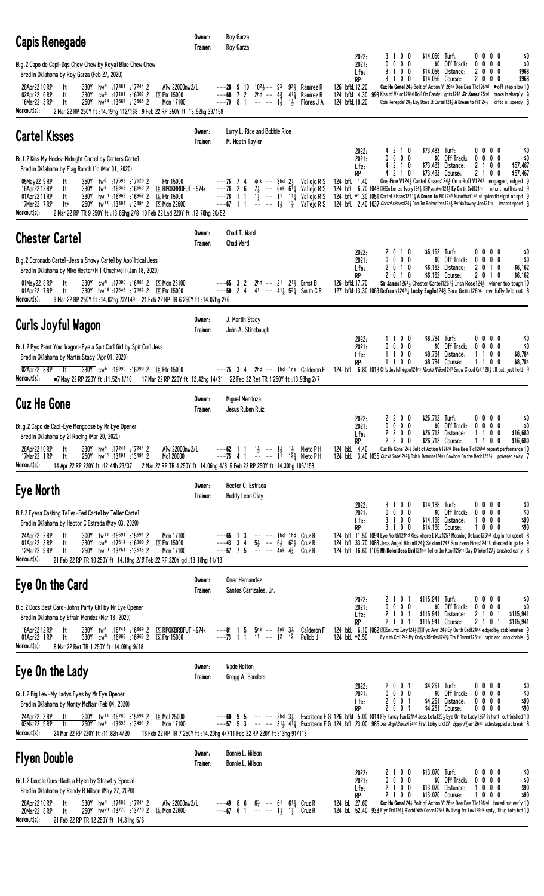## Capis Renegade

Owner: Roy Garza
Trainer: Roy Garza

B.g.2 Capo de Capi-Dqs Chew Chew by Royal Blue Chew Chew
Bred in Oklahoma by Roy Garza (Feb 27, 2020)

| | | | | | |
|---|---|---|---|---|---|
| 2022: | 3 1 0 0 | $14,056 | Turf: | 0 0 0 0 | $0 |
| 2021: | 0 0 0 0 | $0 | Off Track: | 0 0 0 0 | $0 |
| Life: | 3 1 0 0 | $14,056 | Distance: | 2 0 0 0 | $968 |
| RP: | 3 1 0 0 | $14,056 | Course: | 2 0 0 0 | $968 |

```
28Apr22 10RP  ft  330Y hw9 :17881 :17244 2  Alw 22000nw2/L    ---28 9 10 10 2½ -- 9³ 9³½ Ramirez R  126 bfkL 12.20  Cuz He Gone124½ Bolt of Action V126nk Dee Dee Tlc126hd ▶off step slow 10
02Apr22 6RP   ft  330Y cw3 :17101 :16902 2  [S]Ftr 15000       ---68 7 2  2hd -- 4¾ 4¼ Ramirez R   124 bfkL 4.30  993 Kiss of Valor124hd Roll On Candy Lights1241 Sir James125hd broke in sharply 9
16Mar22 3RP   ft  250Y hw24 :13665 :13665 2  Mdn 17100        ---70 8 1  -- -- 1½ 1½ Flores J A   124 bfkL 18.20  Cpis Renegde124½ Esy Does It Crtel124½ A Dream to Fill124½ drftd in, speedy 8
```

Workout(s): 2 Mar 22 RP 250Y ft :14.19hg 112/168 9 Feb 22 RP 250Y ft :13.92hg 39/158

## Cartel Kisses

Owner: Larry L. Rice and Bobbie Rice
Trainer: M. Heath Taylor

Br.f.2 Kiss My Hocks-Midnight Cartel by Carters Cartel
Bred in Oklahoma by Flag Ranch Llc (Mar 01, 2020)

| | | | | | |
|---|---|---|---|---|---|
| 2022: | 4 2 1 0 | $73,483 | Turf: | 0 0 0 0 | $0 |
| 2021: | 0 0 0 0 | $0 | Off Track: | 0 0 0 0 | $0 |
| Life: | 4 2 1 0 | $73,483 | Distance: | 2 1 0 0 | $57,467 |
| RP: | 4 2 1 0 | $73,483 | Course: | 2 1 0 0 | $57,467 |

```
05May22 9RP   ft  350Y tw6 :17693 :17620 2  Ftr 15000            ---75 7 4  4nk -- 3hd 2½ Vallejo R S  124 bfL 1.40  One Fine V124½ Cartel Kisses124½ On a Roll V1241 engaged, edged 9
16Apr22 12RP  ft  330Y tw8 :16843 :16669 2  [S]RPOKBRDFUT -974k  ---76 2 6  7½ -- 6nk 6¼ Vallejo R S  124 bfL 6.70 1048 [S]Sn Lornzo Ivory124½ [S]Pyc Avn124½ Ey On th Crd124ns in hunt, outfinished 9
01Apr22 11RP  ft  330Y hw11 :16962 :16962 2  [S]Ftr 15000         ---78 1 1  1½ -- 1¹ 1¼ Vallejo R S  124 bfL *1.30 1051 Cartel Kisses1241¼ A Dream to Fill1241 Nunothat124hd splendid sight of spd 9
17Mar22 7RP   fts 250Y tw11 :13394 :13394 2  [S]Mdn 22600          ---67 1 1  -- -- 1½ 1¾ Vallejo R S  124 bfL 2.40 1037 Cartel Kisses124¾ Dam Im Relentless124½ Bv Walkaway Joe124ns instant speed 8
```

Workout(s): 2 Mar 22 RP TR 9 250Y ft :13.86hg 2/8 10 Feb 22 Lad 220Y ft :12.70hg 20/52

## Chester Cartel

Owner: Chad T. Ward
Trainer: Chad Ward

B.g.2 Coronado Cartel-Jess a Snowy Cartel by Apollitical Jess
Bred in Oklahoma by Mike Hester/H T Chuchwell (Jan 18, 2020)

| | | | | | |
|---|---|---|---|---|---|
| 2022: | 2 0 1 0 | $6,162 | Turf: | 0 0 0 0 | $0 |
| 2021: | 0 0 0 0 | $0 | Off Track: | 0 0 0 0 | $0 |
| Life: | 2 0 1 0 | $6,162 | Distance: | 2 0 1 0 | $6,162 |
| RP: | 2 0 1 0 | $6,162 | Course: | 2 0 1 0 | $6,162 |

```
01May22 8RP   ft  330Y cw8 :17090 :16861 2  [S]Mdn 25100  ---65 3 2  2hd -- 2¹ 2¹½ Ernst B    126 bfkL 17.70  Sir James1261½ Chester Cartel1261¾ Irish Rose124½ winner too tough 10
01Apr22 7RP   ft  330Y hw16 :17546 :17182 2  [S]Ftr 15000  ---50 2 4  4¹ -- 4¹½ 5²¼ Smith C R  127 bfkL 13.30 1069 Defours1241¼ Lucky Eagle124¾ Sara Getin126ns nvr fully lvld out 8
```

Workout(s): 9 Mar 22 RP 250Y ft :14.02hg 72/149 21 Feb 22 RP TR 6 250Y ft :14.07hg 2/6

## Curls Joyful Wagon

Owner: J. Martin Stacy
Trainer: John A. Stinebaugh

Br.f.2 Pyc Paint Your Wagon-Eye a Spit Curl Girl by Spit Curl Jess
Bred in Oklahoma by Martin Stacy (Apr 01, 2020)

| | | | | | |
|---|---|---|---|---|---|
| 2022: | 1 1 0 0 | $8,784 | Turf: | 0 0 0 0 | $0 |
| 2021: | 0 0 0 0 | $0 | Off Track: | 0 0 0 0 | $0 |
| Life: | 1 1 0 0 | $8,784 | Distance: | 1 1 0 0 | $8,784 |
| RP: | 1 1 0 0 | $8,784 | Course: | 1 1 0 0 | $8,784 |

```
02Apr22 8RP   ft  330Y cw6 :16990 :16990 2  [S]Ftr 15000  ---75 3 4  2hd -- 1hd 1ns Calderon F  124 bfL 6.80 1013 Crls Joyful Wgon124ns Hookd N Gon1241 Snow Cloud Crtl128½ all out, just held 9
```

Workout(s): ●7 May 22 RP 220Y ft :11.52h 1/10 17 Mar 22 RP 220Y ft :12.42hg 14/31 22 Feb 22 Ret TR 1 250Y ft :13.93hg 2/7

## Cuz He Gone

Owner: Miguel Mendoza
Trainer: Jesus Ruben Ruiz

Br.g.2 Capo de Capi-Eye Mongoose by Mr Eye Opener
Bred in Oklahoma by 2l Racing (Mar 20, 2020)

| | | | | | |
|---|---|---|---|---|---|
| 2022: | 2 2 0 0 | $26,712 | Turf: | 0 0 0 0 | $0 |
| 2021: | 0 0 0 0 | $0 | Off Track: | 0 0 0 0 | $0 |
| Life: | 2 2 0 0 | $26,712 | Distance: | 1 1 0 0 | $16,680 |
| RP: | 2 2 0 0 | $26,712 | Course: | 1 1 0 0 | $16,680 |

```
28Apr22 10RP  ft  330Y hw9 :17244 :17244 2  Alw 22000nw2/L  ---62 1 1  1½ -- 1½ 1½ Nieto P H  124 bkL 4.40  Cuz He Gone124½ Bolt of Action V126nk Dee Dee Tlc126hd repeat performance 10
17Mar22 1RP   ft  250Y hw15 :13491 :13491 2  Mcl 20000       ---75 4 1  -- -- 1¹ 1²¼ Nieto P H  124 bkL 3.40 1035 Cuz H Gone124²¼ Dsh N Dominte124nk Cowboy On the Bech1251½ powered away 7
```

Workout(s): 14 Apr 22 RP 220Y ft :12.44h 23/37 2 Mar 22 RP TR 4 250Y ft :14.06hg 4/8 9 Feb 22 RP 250Y ft :14.30hg 105/158

## Eye North

Owner: Hector C. Estrada
Trainer: Buddy Leon Clay

B.f.2 Eyesa Cashing Teller-Fed Cartel by Teller Cartel
Bred in Oklahoma by Hector C Estrada (May 03, 2020)

| | | | | | |
|---|---|---|---|---|---|
| 2022: | 3 1 0 0 | $14,188 | Turf: | 0 0 0 0 | $0 |
| 2021: | 0 0 0 0 | $0 | Off Track: | 0 0 0 0 | $0 |
| Life: | 3 1 0 0 | $14,188 | Distance: | 1 0 0 0 | $90 |
| RP: | 3 1 0 0 | $14,188 | Course: | 1 0 0 0 | $90 |

```
24Apr22 2RP   ft  300Y tw11 :15691 :15691 2  Mdn 17100     ---65 1 3  -- -- 1hd 1hd Cruz R  124 bfL 11.50 1094 Eye North124hd Kiss Where I Wuz1251 Mooning Deluxe126hd dug in for upset 8
01Apr22 3RP   ft  330Y cw6 :17514 :16900 2  [S]Ftr 15000  ---43 3 4  5½ -- 6½ 6³½ Cruz R  124 bfL 33.70 1083 Jess Angel Blood124¾ Sexton1241 Southern Fires124nk danced in gate 9
12Mar22 9RP   ft  250Y hw11 :13761 :13635 2  Mdn 17100     ---57 7 5  -- -- 4nk 4¾ Cruz R  124 bfL 16.60 1106 Mh Relentless Brd124ns Teller Im Kool125nk Day Drinker127½ brushed early 8
```

Workout(s): 21 Feb 22 RP TR 10 250Y ft :14.19hg 2/6 Feb 22 RP 220Y gd :13.18hg 11/18

## Eye On the Card

Owner: Omar Hernandez
Trainer: Santos Carrizales, Jr.

B.c.2 Docs Best Card-Johns Party Girl by Mr Eye Opener
Bred in Oklahoma by Efrain Mendez (Mar 13, 2020)

| | | | | | |
|---|---|---|---|---|---|
| 2022: | 2 1 0 1 | $115,941 | Turf: | 0 0 0 0 | $0 |
| 2021: | 0 0 0 0 | $0 | Off Track: | 0 0 0 0 | $0 |
| Life: | 2 1 0 1 | $115,941 | Distance: | 2 1 0 1 | $115,941 |
| RP: | 2 1 0 1 | $115,941 | Course: | 2 1 0 1 | $115,941 |

```
16Apr22 12RP  ft  330Y tw8 :16741 :16669 2  [S]RPOKBRDFUT -974k  ---81 1 5  5nk -- 4nk 3½ Calderon F  124 bkL 6.10 1062 [S]Sn Lrnz Ivry124½ [S]Pyc Avn124½ Ey On th Crd124ns edged by stablemates 9
01Apr22 1RP   ft  330Y cw6 :16965 :16965 2  [S]Ftr 15000         ---73 1 1  1¹ -- 1² 1² Pulido J    124 bkL *2.50  Ey n th Crd124² My Cndys Rlntlss1241½ Trs f Dynmt126hd rapid and untouchable 8
```

Workout(s): 8 Mar 22 Ret 1 250Y ft :14.09hg 9/18

## Eye On the Lady

Owner: Wade Helton
Trainer: Gregg A. Sanders

Gr.f.2 Big Lew-My Ladys Eyes by Mr Eye Opener
Bred in Oklahoma by Monty McNair (Feb 04, 2020)

| | | | | | |
|---|---|---|---|---|---|
| 2022: | 2 0 0 1 | $4,261 | Turf: | 0 0 0 0 | $0 |
| 2021: | 0 0 0 0 | $0 | Off Track: | 0 0 0 0 | $0 |
| Life: | 2 0 0 1 | $4,261 | Distance: | 0 0 0 0 | $90 |
| RP: | 2 0 0 1 | $4,261 | Course: | 0 0 0 0 | $90 |

```
24Apr22 3RP   ft  300Y tw11 :15780 :15694 2  [S]Mcl 25000  ---60 9 5  -- -- 2hd 3½ Escobedo E G 126 bfkL 5.00 1014 Fly Fancy Fun124hd Jess Lota126½ Eye On the Lady1261 in hunt, outfinished 10
03Mar22 5RP   ft  250Y hw9 :13692 :13491 2  Mdn 17100     ---57 5 3  -- -- 3¹½ 4¹¼ Escobedo E G 124 bfkL 23.00 985 Jss Angl Blood124hd First Libby Lrk1271 Hppy Flyer126ns sidestepped at break 8
```

Workout(s): 24 Mar 22 RP 220Y ft :11.82h 4/20 16 Feb 22 RP TR 7 250Y ft :14.20hg 4/711 Feb 22 RP 220Y ft :13hg 91/113

## Flyen Double

Owner: Bonnie L. Wilson
Trainer: Bonnie L. Wilson

Gr.f.2 Double Ours-Dads a Flyen by Strawfly Special
Bred in Oklahoma by Randy R Wilson (May 27, 2020)

| | | | | | |
|---|---|---|---|---|---|
| 2022: | 2 1 0 0 | $13,070 | Turf: | 0 0 0 0 | $0 |
| 2021: | 0 0 0 0 | $0 | Off Track: | 0 0 0 0 | $0 |
| Life: | 2 1 0 0 | $13,070 | Distance: | 1 0 0 0 | $90 |
| RP: | 2 1 0 0 | $13,070 | Course: | 1 0 0 0 | $90 |

```
28Apr22 10RP  ft  330Y hw9 :17488 :17244 2  Alw 22000nw2/L  ---49 8 6  6¾ -- 6¹ 6¹¼ Cruz R  124 bL 27.60  Cuz He Gone124½ Bolt of Action V126nk Dee Dee Tlc126hd bored out early 10
20Mar22 8RP   ft  250Y hw21 :13770 :13770 2  [S]Mdn 22600     ---67 6 1  -- -- 1½ 1½ Cruz R  124 bL 52.40 933 Flyn Dbl124½ Rlodd Wth Coron125nk Bv Lvng for Lov129nk spdy, lt up tote brd 10
```

Workout(s): 21 Feb 22 RP TR 12 250Y ft :14.31hg 5/6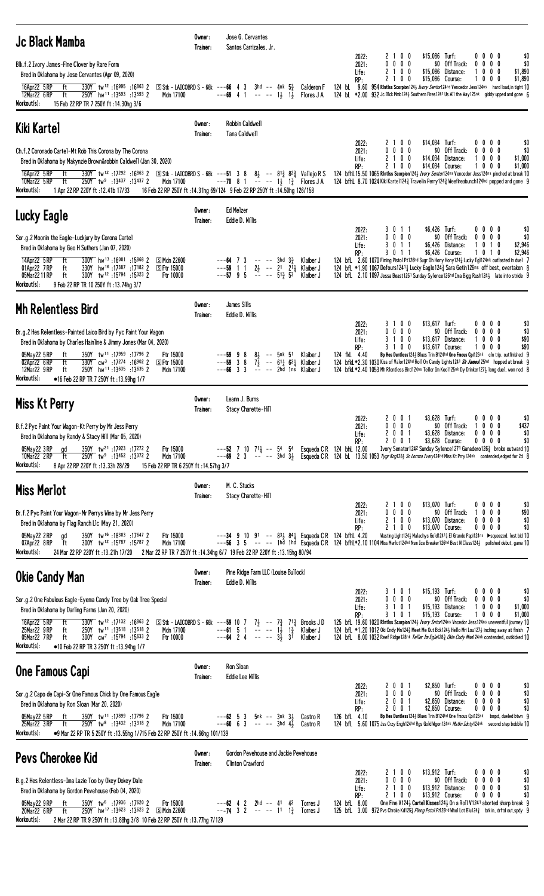## Jc Black Mamba

Owner: Jose G. Cervantes
Trainer: Santos Carrizales, Jr.

Blk.f.2 Ivory James-Fine Clover by Rare Form
Bred in Oklahoma by Jose Cervantes (Apr 09, 2020)

| | | | | | | |
|---|---|---|---|---|---|---|
| 2022: | 2 1 0 0 | $15,086 | Turf: | 0 0 0 0 | | $0 |
| 2021: | 0 0 0 0 | $0 | Off Track: | 0 0 0 0 | | $0 |
| Life: | 2 1 0 0 | $15,086 | Distance: | 1 0 0 0 | | $1,890 |
| RP: | 2 1 0 0 | $15,086 | Course: | 1 0 0 0 | | $1,890 |

16Apr22 5RP ft 330Y tw[12] :16995 :16863 2 [S] Stk - LAICOBRD S - 68k ---66 4 3 3hd -- 4nk 5¾ Calderon F 124 bL 9.60 954 Rlntlss Scorpion124½ Ivory Senator124ns Vencedor Jess124ns hard load,in tight 10
12Mar22 6RP ft 250Y hw[11] :13593 :13593 2 Mdn 17100 ---69 4 1 -- -- 1½ 1½ Flores J A 124 bL *2.00 932 Jc Blck Mmb124½ Southern Fires1241 Us All the Way125nk giddy upped and gone 6

Workout(s): 15 Feb 22 RP TR 7 250Y ft :14.30hg 3/6

## Kiki Kartel

Owner: Robbin Caldwell
Trainer: Tana Caldwell

Ch.f.2 Coronado Cartel-Mt Rob This Corona by The Corona
Bred in Oklahoma by Makynzie Brown&robbin Caldwell (Jan 30, 2020)

| | | | | | | |
|---|---|---|---|---|---|---|
| 2022: | 2 1 0 0 | $14,034 | Turf: | 0 0 0 0 | | $0 |
| 2021: | 0 0 0 0 | $0 | Off Track: | 0 0 0 0 | | $0 |
| Life: | 2 1 0 0 | $14,034 | Distance: | 1 0 0 0 | | $1,000 |
| RP: | 2 1 0 0 | $14,034 | Course: | 1 0 0 0 | | $1,000 |

16Apr22 5RP ft 330Y tw[12] :17292 :16863 2 [S] Stk - LAICOBRD S - 68k ---51 3 8 8½ -- 81¾ 82¾ Vallejo R S 124 bfhL 15.50 1065 Rlntlss Scorpion124½ Ivory Senator124ns Vencedor Jess124ns pinched at break 10
10Mar22 5RP ft 250Y tw[9] :13437 :13437 2 Mdn 17100 ---70 8 1 -- -- 1½ 1¾ Flores J A 124 bfhL 8.70 1024 Kiki Kartel124¾ Travelin Perry124¾ Weefireabunch124hd popped and gone 9

Workout(s): 1 Apr 22 RP 220Y ft :12.41b 17/33 16 Feb 22 RP 250Y ft :14.31hg 69/124 9 Feb 22 RP 250Y ft :14.50hg 126/158

## Lucky Eagle

Owner: Ed Melzer
Trainer: Eddie D. Willis

Sor.g.2 Moonin the Eagle-Luckjury by Corona Cartel
Bred in Oklahoma by Geo H Suthers (Jan 07, 2020)

| | | | | | | |
|---|---|---|---|---|---|---|
| 2022: | 3 0 1 1 | $6,426 | Turf: | 0 0 0 0 | | $0 |
| 2021: | 0 0 0 0 | $0 | Off Track: | 0 0 0 0 | | $0 |
| Life: | 3 0 1 1 | $6,426 | Distance: | 1 0 1 0 | | $2,946 |
| RP: | 3 0 1 1 | $6,426 | Course: | 1 0 1 0 | | $2,946 |

14Apr22 5RP ft 300Y hw[13] :16001 :15868 2 [S] Mdn 22600 ---64 7 3 -- -- 3hd 3¾ Klaiber J 124 bfL 2.60 1070 Flming Pistol Pt126hd Sugr Oh Hony Hony124½ Lucky Egl124nk outlasted in duel 7
01Apr22 7RP ft 330Y hw[16] :17387 :17182 2 [S] Ftr 15000 ---59 1 1 2½ -- 21 21¼ Klaiber J 124 bfL *1.90 1067 Defours1241¼ Lucky Eagle124¾ Sara Getin126ns off best, overtaken 8
05Mar22 11RP ft 300Y tw[12] :15794 :15323 2 Ftr 10000 ---57 9 5 -- -- 51¾ 53 Klaiber J 124 bfL 2.10 1097 Jessa Beast1261 Sunday Sylence126hd Ima Bigg Rush124½ late into stride 9

Workout(s): 9 Feb 22 RP TR 10 250Y ft :13.74hg 3/7

## Mh Relentless Bird

Owner: James Sills
Trainer: Eddie D. Willis

Br.g.2 Hes Relentless-Painted Laico Bird by Pyc Paint Your Wagon
Bred in Oklahoma by Charles Hainline & Jimmy Jones (Mar 04, 2020)

| | | | | | | |
|---|---|---|---|---|---|---|
| 2022: | 3 1 0 0 | $13,617 | Turf: | 0 0 0 0 | | $0 |
| 2021: | 0 0 0 0 | $0 | Off Track: | 0 0 0 0 | | $0 |
| Life: | 3 1 0 0 | $13,617 | Distance: | 1 0 0 0 | | $90 |
| RP: | 3 1 0 0 | $13,617 | Course: | 1 0 0 0 | | $90 |

05May22 5RP ft 350Y tw[11] :17959 :17796 2 Ftr 15000 ---59 9 8 8½ -- 5nk 51 Klaiber J 124 fkL 4.40 Bp Hes Duntless124¾ Blues Trin B124hd One Famous Cpi126nk cln trip, outfinished 9
02Apr22 6RP ft 330Y cw[3] :17274 :16902 2 [S] Ftr 15000 ---59 3 8 7½ -- 61¼ 62¾ Klaiber J 124 bfkL *2.30 1030 Kiss of Valor124hd Roll On Candy Lights1241 Sir James125hd hopped at break 9
12Mar22 9RP ft 250Y hw[11] :13635 :13635 2 Mdn 17100 ---66 3 3 -- -- 2hd 1ns Klaiber J 124 bfkL *2.40 1053 Mh Rlentless Bird124ns Teller Im Kool125nk Dy Drinker127½ long duel, won nod 8

Workout(s): ●16 Feb 22 RP TR 7 250Y ft :13.99hg 1/7

## Miss Kt Perry

Owner: Leann J. Burns
Trainer: Stacy Charette-Hill

B.f.2 Pyc Paint Your Wagon-Kt Perry by Mr Jess Perry
Bred in Oklahoma by Randy & Stacy Hill (Mar 05, 2020)

| | | | | | | |
|---|---|---|---|---|---|---|
| 2022: | 2 0 0 1 | $3,628 | Turf: | 0 0 0 0 | | $0 |
| 2021: | 0 0 0 0 | $0 | Off Track: | 1 0 0 0 | | $437 |
| Life: | 2 0 0 1 | $3,628 | Distance: | 0 0 0 0 | | $0 |
| RP: | 2 0 0 1 | $3,628 | Course: | 0 0 0 0 | | $0 |

05May22 3RP gd 350Y tw[21] :17923 :17272 2 Ftr 15000 ---52 7 10 71¼ -- 54 54 Esqueda C R 124 bhL 12.00 Ivory Senator124¾ Sunday Sylence1271 Ganadero126½ broke outward 10
10Mar22 2RP ft 250Y tw[9] :13452 :13372 2 Mdn 17100 ---69 2 3 -- -- 3hd 3½ Esqueda C R 124 bL 13.50 1053 Tygr Kng128½ Sn Lornzo Ivory124hd Miss Kt Prry124nk contended,edged for 2d 8

Workout(s): 8 Apr 22 RP 220Y ft :13.33h 28/29 15 Feb 22 RP TR 6 250Y ft :14.57hg 3/7

## Miss Merlot

Owner: M. C. Stucks
Trainer: Stacy Charette-Hill

Br.f.2 Pyc Paint Your Wagon-Mr Perrys Wine by Mr Jess Perry
Bred in Oklahoma by Flag Ranch Llc (May 21, 2020)

| | | | | | | |
|---|---|---|---|---|---|---|
| 2022: | 2 1 0 0 | $13,070 | Turf: | 0 0 0 0 | | $0 |
| 2021: | 0 0 0 0 | $0 | Off Track: | 1 0 0 0 | | $90 |
| Life: | 2 1 0 0 | $13,070 | Distance: | 0 0 0 0 | | $0 |
| RP: | 2 1 0 0 | $13,070 | Course: | 0 0 0 0 | | $0 |

05May22 2RP gd 350Y tw[16] :18303 :17647 2 Ftr 15000 ---34 9 10 91 -- 83½ 84¾ Esqueda C R 124 bfhL 4.20 Wasting Light124¾ Malachys Gold124½ El Grande Papi124ns ▶squeezed, lost bid 10
07Apr22 8RP ft 300Y tw[12] :15787 :15787 2 Mdn 17100 ---56 3 5 -- -- 1hd 1hd Esqueda C R 124 bfhL*2.10 1104 Miss Merlot124hd Nsm Ice Breaker126hd Best N Class124½ polished debut, game 10

Workout(s): 24 Mar 22 RP 220Y ft :13.21h 17/20 2 Mar 22 RP TR 7 250Y ft :14.34hg 6/7 19 Feb 22 RP 220Y ft :13.15hg 80/94

## Okie Candy Man

Owner: Pine Ridge Farm LLC (Louise Bullock)
Trainer: Eddie D. Willis

Sor.g.2 One Fabulous Eagle-Eyema Candy Tree by Oak Tree Special
Bred in Oklahoma by Darling Farms (Jan 20, 2020)

| | | | | | | |
|---|---|---|---|---|---|---|
| 2022: | 3 1 0 1 | $15,193 | Turf: | 0 0 0 0 | | $0 |
| 2021: | 0 0 0 0 | $0 | Off Track: | 0 0 0 0 | | $0 |
| Life: | 3 1 0 1 | $15,193 | Distance: | 1 0 0 0 | | $1,000 |
| RP: | 3 1 0 1 | $15,193 | Course: | 1 0 0 0 | | $1,000 |

16Apr22 5RP ft 330Y tw[12] :17132 :16863 2 [S] Stk - LAICOBRD S - 68k ---59 10 7 7½ -- 7¾ 71¾ Brooks J D 125 bfL 19.60 1020 Rlntlss Scorpion124½ Ivory Sntor124ns Vncedor Jess124ns uneventful journey 10
25Mar22 9RP ft 250Y tw[11] :13518 :13518 2 Mdn 17100 ---61 5 1 -- -- 1¼ 1¾ Klaiber J 124 bfL *1.20 1012 Oki Cndy Mn124¾ Meet Me Out Bck124½ Hello Mr Lou127½ inching away at finish 7
05Mar22 7RP ft 300Y cw[7] :15794 :15633 2 Ftr 10000 ---64 2 4 -- -- 3½ 31 Klaiber J 124 bfL 8.00 1032 Reef Ridge128nk Teller Im Egle128½ Okie Cndy Man124nk contended, outkicked 10

Workout(s): ●10 Feb 22 RP TR 3 250Y ft :13.94hg 1/7

## One Famous Capi

Owner: Ron Sloan
Trainer: Eddie Lee Willis

Sor.g.2 Capo de Capi-Sr One Famous Chick by One Famous Eagle
Bred in Oklahoma by Ron Sloan (Mar 20, 2020)

| | | | | | | |
|---|---|---|---|---|---|---|
| 2022: | 2 0 0 1 | $2,850 | Turf: | 0 0 0 0 | | $0 |
| 2021: | 0 0 0 0 | $0 | Off Track: | 0 0 0 0 | | $0 |
| Life: | 2 0 0 1 | $2,850 | Distance: | 0 0 0 0 | | $0 |
| RP: | 2 0 0 1 | $2,850 | Course: | 0 0 0 0 | | $0 |

05May22 5RP ft 350Y tw[11] :17899 :17796 2 Ftr 15000 ---62 5 3 5nk -- 3nk 3½ Castro R 126 bfL 4.10 Bp Hes Duntless124¾ Blues Trin B124hd One Famous Cpl126nk bmpd, dueled btwn 9
25Mar22 3RP ft 250Y tw[8] :13452 :13318 2 Mdn 17100 ---60 6 3 -- -- 3hd 4½ Castro R 124 bfL 5.60 1075 Jss Crzy Engh124hd Rgs Gold Wgon124nk Mstin Idnty124nk second step bobble 10

Workout(s): ●9 Mar 22 RP TR 5 250Y ft :13.55hg 1/715 Feb 22 RP 250Y ft :14.66hg 101/139

## Pevs Cherokee Kid

Owner: Gordon Pevehouse and Jackie Pevehouse
Trainer: Clinton Crawford

B.g.2 Hes Relentless-Ima Lazie Too by Okey Dokey Dale
Bred in Oklahoma by Gordon Pevehouse (Feb 04, 2020)

| | | | | | | |
|---|---|---|---|---|---|---|
| 2022: | 2 1 0 0 | $13,912 | Turf: | 0 0 0 0 | | $0 |
| 2021: | 0 0 0 0 | $0 | Off Track: | 0 0 0 0 | | $0 |
| Life: | 2 1 0 0 | $13,912 | Distance: | 0 0 0 0 | | $0 |
| RP: | 2 1 0 0 | $13,912 | Course: | 0 0 0 0 | | $0 |

05May22 9RP ft 350Y tw[6] :17936 :17620 2 Ftr 15000 ---62 4 2 2hd -- 41 42 Torres J 124 bfL 8.00 One Fine V124¾ Cartel Kisses124½ On a Roll V1241 aborted sharp break 9
20Mar22 6RP ft 250Y hw[17] :13623 :13623 2 [S] Mdn 22600 ---74 3 2 -- -- 11 1¾ Torres J 125 bfL 3.00 972 Pvs Chroke Kd125¾ Flmng Pistol Pt125hd Whol Lot Blu124¾ brk in, drftd out,spdy 9

Workout(s): 2 Mar 22 RP TR 9 250Y ft :13.88hg 3/8 10 Feb 22 RP 250Y ft :13.77hg 7/129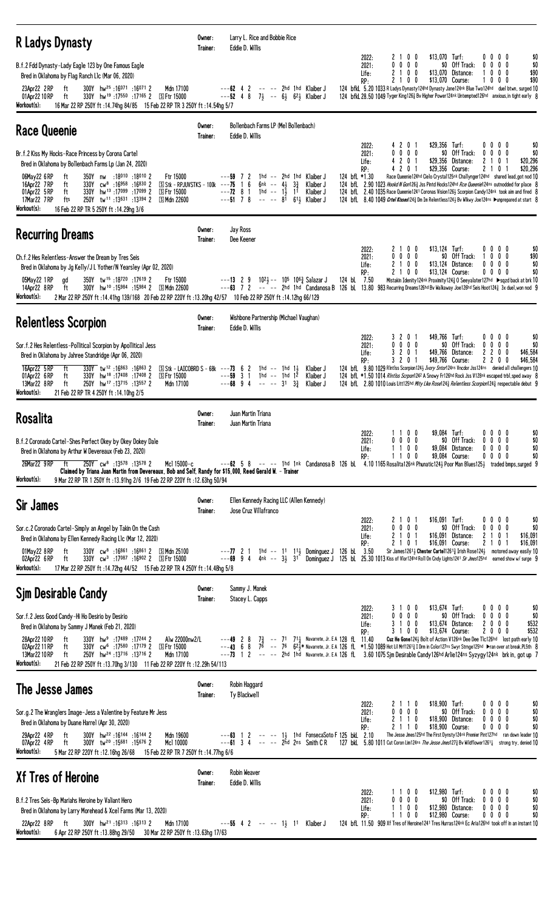## R Ladys Dynasty

Owner: Larry L. Rice and Bobbie Rice
Trainer: Eddie D. Willis

B.f.2 Fdd Dynasty-Lady Eagle 123 by One Famous Eagle
Bred in Oklahoma by Flag Ranch Llc (Mar 06, 2020)

| | | | | | | | | | |
|---|---|---|---|---|---|---|---|---|---|
| 2022: | 2 1 0 0 | $13,070 | Turf: | 0 0 0 0 | $0 |
| 2021: | 0 0 0 0 | $0 | Off Track: | 0 0 0 0 | $0 |
| Life: | 2 1 0 0 | $13,070 | Distance: | 1 0 0 0 | $90 |
| RP: | 2 1 0 0 | $13,070 | Course: | 1 0 0 0 | $90 |

23Apr22 2RP ft 300Y hw25 :16071 :16071 2 Mdn 17100 ---62 4 2 -- -- 2hd 1hd Klaiber J 124 bfkL 5.20 1033 R Ladys Dynasty124hd Dynasty Jane124nk Blue Two124hd duel btwn, surged 10
01Apr22 10RP ft 330Y hw19 :17550 :17165 2 [S]Ftr 15000 ---52 4 8 7½ -- 6½ 6²½ Klaiber J 124 bfkL 28.50 1049 Tyger King126¾ Bv Higher Power124nk Untempted126hd anxious,in tight early 8

Workout(s): 16 Mar 22 RP 250Y ft :14.74hg 84/85 15 Feb 22 RP TR 3 250Y ft :14.54hg 5/7

## Race Queenie

Owner: Bollenbach Farms LP (Mel Bollenbach)
Trainer: Eddie D. Willis

Br.f.2 Kiss My Hocks-Race Princess by Corona Cartel
Bred in Oklahoma by Bollenbach Farms Lp (Jan 24, 2020)

| | | | | | | | | | |
|---|---|---|---|---|---|---|---|---|---|
| 2022: | 4 2 0 1 | $29,356 | Turf: | 0 0 0 0 | $0 |
| 2021: | 0 0 0 0 | $0 | Off Track: | 0 0 0 0 | $0 |
| Life: | 4 2 0 1 | $29,356 | Distance: | 2 1 0 1 | $20,296 |
| RP: | 4 2 0 1 | $29,356 | Course: | 2 1 0 1 | $20,296 |

06May22 6RP ft 350Y nw :18010 :18010 2 Ftr 15000 ---59 7 2 1hd -- 2hd 1hd Klaiber J 124 bfL *1.30 Race Queenie124hd Cielo Crystal125nk Challynger124hd shared lead,got nod 10
16Apr22 7RP ft 330Y cw8 :16958 :16830 2 [S]Stk - RPJUVSTKS - 100k ---75 1 6 6nk -- 4½ 3¾ Klaiber J 124 bfL 2.90 1023 Hookd N Gon126¾ Jss Pintd Hocks124hd Rce Queenie124ns outnodded for place 8
01Apr22 5RP ft 330Y hw13 :17099 :17099 2 [S]Ftr 15000 ---72 8 1 1hd -- 1½ 1¹ Klaiber J 124 bfL 2.40 1035 Race Queenie124¹ Coronas Vision126½ Scorpion Candy124nk took aim and fired 8
17Mar22 7RP fts 250Y tw11 :13631 :13394 2 [S]Mdn 22600 ---51 7 8 -- -- 8¹ 6¹½ Klaiber J 124 bfL 8.40 1049 Crtel Kisses124½ Dm Im Relentless124½ Bv Wlkwy Joe124ns ▶unprepared at start 8

Workout(s): 16 Feb 22 RP TR 5 250Y ft :14.29hg 3/6

## Recurring Dreams

Owner: Jay Ross
Trainer: Dee Keener

Ch.f.2 Hes Relentless-Answer the Dream by Tres Seis
Bred in Oklahoma by Jg Kelly/J L Yother/N Yearsley (Apr 02, 2020)

| | | | | | | | | | |
|---|---|---|---|---|---|---|---|---|---|
| 2022: | 2 1 0 0 | $13,124 | Turf: | 0 0 0 0 | $0 |
| 2021: | 0 0 0 0 | $0 | Off Track: | 1 0 0 0 | $90 |
| Life: | 2 1 0 0 | $13,124 | Distance: | 0 0 0 0 | $0 |
| RP: | 2 1 0 0 | $13,124 | Course: | 0 0 0 0 | $0 |

05May22 1RP gd 350Y cw15 :18720 :17619 2 Ftr 15000 ---13 2 9 10²½ -- 10⁵ 10⁶¾ Salazar J 124 bL 7.50 Mistakin Idenity124nk Proximity124¾ O Seeyalater127hd ▶sqzd back at brk 10
14Apr22 8RP ft 300Y hw10 :15984 :15984 2 [S]Mdn 22600 ---63 7 2 -- -- 2hd 1hd Candanosa B 126 bL 13.80 983 Recurring Dreams126hd Bv Walkaway Joe126hd Seis Hoot124¾ 3x duel,won nod 9

Workout(s): 2 Mar 22 RP 250Y ft :14.41hg 139/168 20 Feb 22 RP 220Y ft :13.20hg 42/57 10 Feb 22 RP 250Y ft :14.12hg 66/129

## Relentless Scorpion

Owner: Wishbone Partnership (Michael Vaughan)
Trainer: Eddie D. Willis

Sor.f.2 Hes Relentless-Pollitical Scorpion by Apollitical Jess
Bred in Oklahoma by Jahree Standridge (Apr 06, 2020)

| | | | | | | | | | |
|---|---|---|---|---|---|---|---|---|---|
| 2022: | 3 2 0 1 | $49,766 | Turf: | 0 0 0 0 | $0 |
| 2021: | 0 0 0 0 | $0 | Off Track: | 0 0 0 0 | $0 |
| Life: | 3 2 0 1 | $49,766 | Distance: | 2 2 0 0 | $46,584 |
| RP: | 3 2 0 1 | $49,766 | Course: | 2 2 0 0 | $46,584 |

16Apr22 5RP ft 330Y tw12 :16863 :16863 2 [S]Stk - LAICOBRD S - 68k ---73 6 2 1hd -- 1hd 1½ Klaiber J 124 bfL 9.80 1029 Rlntlss Scorpion124½ Ivory Sntor124ns Vncdor Jss124ns denied all challengers 10
01Apr22 6RP ft 330Y hw18 :17408 :17408 2 [S]Ftr 15000 ---59 3 1 1hd -- 1hd 1² Klaiber J 124 bfL *1.10 1014 Rlntlss Scrpon124² A Snowy Fr126hd Rock Jss V128nk escaped trbl,sped away 8
13Mar22 8RP ft 250Y hw17 :13715 :13557 2 Mdn 17100 ---68 9 4 -- -- 3¹ 3¾ Klaiber J 124 bfL 2.80 1010 Louis Litt125hd Mty Like Rose124½ Relentless Scorpion124½ respectable debut 9

Workout(s): 21 Feb 22 RP TR 4 250Y ft :14.10hg 2/5

## Rosalita

Owner: Juan Martin Triana
Trainer: Juan Martin Triana

B.f.2 Coronado Cartel-Shes Perfect Okey by Okey Dokey Dale
Bred in Oklahoma by Arthur W Devereaux (Feb 23, 2020)

| | | | | | | | | | |
|---|---|---|---|---|---|---|---|---|---|
| 2022: | 1 1 0 0 | $9,084 | Turf: | 0 0 0 0 | $0 |
| 2021: | 0 0 0 0 | $0 | Off Track: | 0 0 0 0 | $0 |
| Life: | 1 1 0 0 | $9,084 | Distance: | 0 0 0 0 | $0 |
| RP: | 1 1 0 0 | $9,084 | Course: | 0 0 0 0 | $0 |

26Mar22 9RP ft 250Y cw8 :13578 :13578 2 Mcl 15000-c ---62 5 8 -- -- 1hd 1nk Candanosa B 126 bL 4.10 1165 Rosalita126nk Phunatic124½ Poor Man Blues125½ traded bmps,surged 9
Claimed by Triana Juan Martin from Devereaux, Bob and Self, Randy for $15,000, Reed Gerald W. - Trainer

Workout(s): 9 Mar 22 RP TR 1 250Y ft :13.91hg 2/6 19 Feb 22 RP 220Y ft :12.63hg 50/94

## Sir James

Owner: Ellen Kennedy Racing Llc (Allen Kennedy)
Trainer: Jose Cruz Villafranco

Sor.c.2 Coronado Cartel-Simply an Angel by Takin On the Cash
Bred in Oklahoma by Ellen Kennedy Racing Llc (Mar 12, 2020)

| | | | | | | | | | |
|---|---|---|---|---|---|---|---|---|---|
| 2022: | 2 1 0 1 | $16,091 | Turf: | 0 0 0 0 | $0 |
| 2021: | 0 0 0 0 | $0 | Off Track: | 0 0 0 0 | $0 |
| Life: | 2 1 0 1 | $16,091 | Distance: | 2 1 0 1 | $16,091 |
| RP: | 2 1 0 1 | $16,091 | Course: | 2 1 0 1 | $16,091 |

01May22 8RP ft 330Y cw8 :16861 :16861 2 [S]Mdn 25100 ---77 2 1 1hd -- 1¹ 1¹½ Dominguez J 126 bL 3.50 Sir James126¹½ Chester Cartel126¹½ Irish Rose124½ motored away easily 10
02Apr22 6RP ft 330Y cw3 :17087 :16902 2 [S]Ftr 15000 ---69 9 4 4nk -- 3½ 3¹ Dominguez J 125 bL 25.30 1013 Kiss of Vlor124hd Roll On Cndy Lights124¹ Sir Jmes125hd earned show w/ surge 9

Workout(s): 17 Mar 22 RP 250Y ft :14.72hg 44/52 15 Feb 22 RP TR 4 250Y ft :14.48hg 5/8

## Sjm Desirable Candy

Owner: Sammy J. Manek
Trainer: Stacey L. Capps

Sor.f.2 Jess Good Candy-Hi Ho Desirio by Desirio
Bred in Oklahoma by Sammy J Manek (Feb 21, 2020)

| | | | | | | | | | |
|---|---|---|---|---|---|---|---|---|---|
| 2022: | 3 1 0 0 | $13,674 | Turf: | 0 0 0 0 | $0 |
| 2021: | 0 0 0 0 | $0 | Off Track: | 0 0 0 0 | $0 |
| Life: | 3 1 0 0 | $13,674 | Distance: | 2 0 0 0 | $532 |
| RP: | 3 1 0 0 | $13,674 | Course: | 2 0 0 0 | $532 |

28Apr22 10RP ft 330Y hw9 :17489 :17244 2 Alw 22000nw2/L ---49 2 8 7¾ -- 7¹ 7¹¼ Navarrete, Jr. E A 128 fL 11.40 Cuz He Gone124¾ Bolt of Action V126nk Dee Dee Tlc126hd lost path early 10
02Apr22 11RP ft 330Y cw6 :17580 :17179 2 [S]Ftr 15000 ---43 6 8 7⁶ -- 7⁶ 6²¾* Navarrete, Jr. E A 126 fL *1.50 1089 Hot Lil Mr126¹½ I Drm in Color127ns Swyr Strnge125hd ▶ran over at break,PL5th 8
13Mar22 10RP ft 250Y hw24 :13716 :13716 2 Mdn 17100 ---73 1 2 -- -- 2hd 1hd Navarrete, Jr. E A 126 fL 3.60 1075 Sjm Desirable Candy126hd Arlie124ns Syzygy124nk brk in, got up 7

Workout(s): 21 Feb 22 RP 250Y ft :13.70hg 3/130 11 Feb 22 RP 220Y ft :12.29h 54/113

## The Jesse James

Owner: Robin Haggard
Trainer: Ty Blackwell

Sor.g.2 The Wranglers Image-Jess a Valentine by Feature Mr Jess
Bred in Oklahoma by Duane Harrel (Apr 30, 2020)

| | | | | | | | | | |
|---|---|---|---|---|---|---|---|---|---|
| 2022: | 2 1 1 0 | $18,900 | Turf: | 0 0 0 0 | $0 |
| 2021: | 0 0 0 0 | $0 | Off Track: | 0 0 0 0 | $0 |
| Life: | 2 1 1 0 | $18,900 | Distance: | 0 0 0 0 | $0 |
| RP: | 2 1 1 0 | $18,900 | Course: | 0 0 0 0 | $0 |

29Apr22 4RP ft 300Y hw22 :16144 :16144 2 Mdn 19600 ---63 1 2 -- -- 1½ 1hd FonsecaSoto F 125 bkL 2.10 The Jesse Jmes125hd The First Dynsty124nk Premier Pint127hd ran down leader 10
07Apr22 4RP ft 300Y tw20 :15681 :15676 2 Mcl 10000 ---61 3 4 -- -- 2hd 2ns Smith C R 127 bkL 5.80 1011 Cut Coron Lin124ns The Jesse Jmes127¾ Bv Wildflower126¹¼ strong try, denied 10

Workout(s): 5 Mar 22 RP 220Y ft :12.16hg 26/68 15 Feb 22 RP TR 7 250Y ft :14.77hg 6/6

## Xf Tres of Heroine

Owner: Robin Weaver
Trainer: Eddie D. Willis

B.f.2 Tres Seis-Bp Mariahs Heroine by Valiant Hero
Bred in Oklahoma by Larry Morehead & Xcel Farms (Mar 13, 2020)

| | | | | | | | | | |
|---|---|---|---|---|---|---|---|---|---|
| 2022: | 1 1 0 0 | $12,980 | Turf: | 0 0 0 0 | $0 |
| 2021: | 0 0 0 0 | $0 | Off Track: | 0 0 0 0 | $0 |
| Life: | 1 1 0 0 | $12,980 | Distance: | 0 0 0 0 | $0 |
| RP: | 1 1 0 0 | $12,980 | Course: | 0 0 0 0 | $0 |

22Apr22 8RP ft 300Y hw21 :16313 :16313 2 Mdn 17100 ---55 4 2 -- -- 1½ 1¹ Klaiber J 124 bfL 11.50 909 Xf Tres of Heroine124¹ Tres Hurras124nk Ec Aria126hd took off in an instant 10

Workout(s): 6 Apr 22 RP 250Y ft :13.88hg 29/50 30 Mar 22 RP 250Y ft :13.63hg 17/63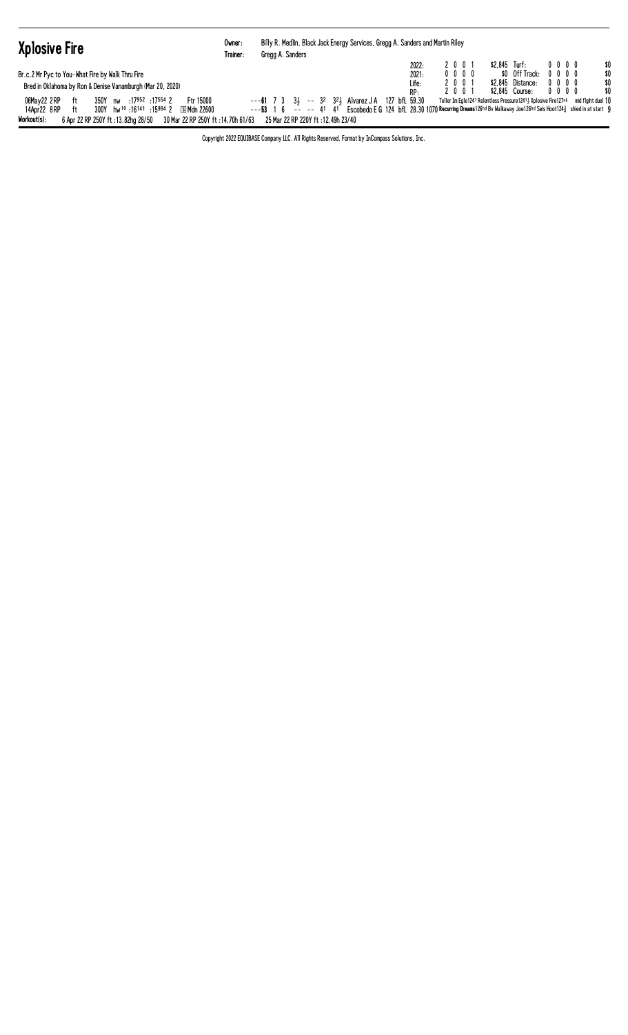# Xplosive Fire

**Owner:** Billy R. Medlin, Black Jack Energy Services, Gregg A. Sanders and Martin Riley
**Trainer:** Gregg A. Sanders

Br.c.2 Mr Pyc to You–What Fire by Walk Thru Fire
Bred in Oklahoma by Ron & Denise Vanamburgh (Mar 20, 2020)

| | | | | | | | | | |
|---|---|---|---|---|---|---|---|---|---|
| 2022: | 2 0 0 1 | $2,845 | Turf: | 0 0 0 0 | $0 |
| 2021: | 0 0 0 0 | $0 | Off Track: | 0 0 0 0 | $0 |
| Life: | 2 0 0 1 | $2,845 | Distance: | 0 0 0 0 | $0 |
| RP: | 2 0 0 1 | $2,845 | Course: | 0 0 0 0 | $0 |

06May22 2RP ft 350Y nw :17952 :17554 2 Ftr 15000 ---61 7 3 3½ -- 32 32½ Alvarez J A 127 bfL 59.30 Teller Im Egle1241 Relentless Pressure1241½ Xplosive Fire127nk mid flight duel 10

14Apr22 8RP ft 300Y hw10 :16141 :15984 2 S Mdn 22600 ---53 1 6 -- -- 41 41 Escobedo E G 124 bfL 28.30 1070 Recurring Dreams126hd Bv Walkaway Joe126hd Seis Hoot124¾ shied in at start 9

**Workout(s):** 6 Apr 22 RP 250Y ft :13.82hg 28/50 30 Mar 22 RP 250Y ft :14.70h 61/63 25 Mar 22 RP 220Y ft :12.49h 23/40

Copyright 2022 EQUIBASE Company LLC. All Rights Reserved. Format by InCompass Solutions, Inc.